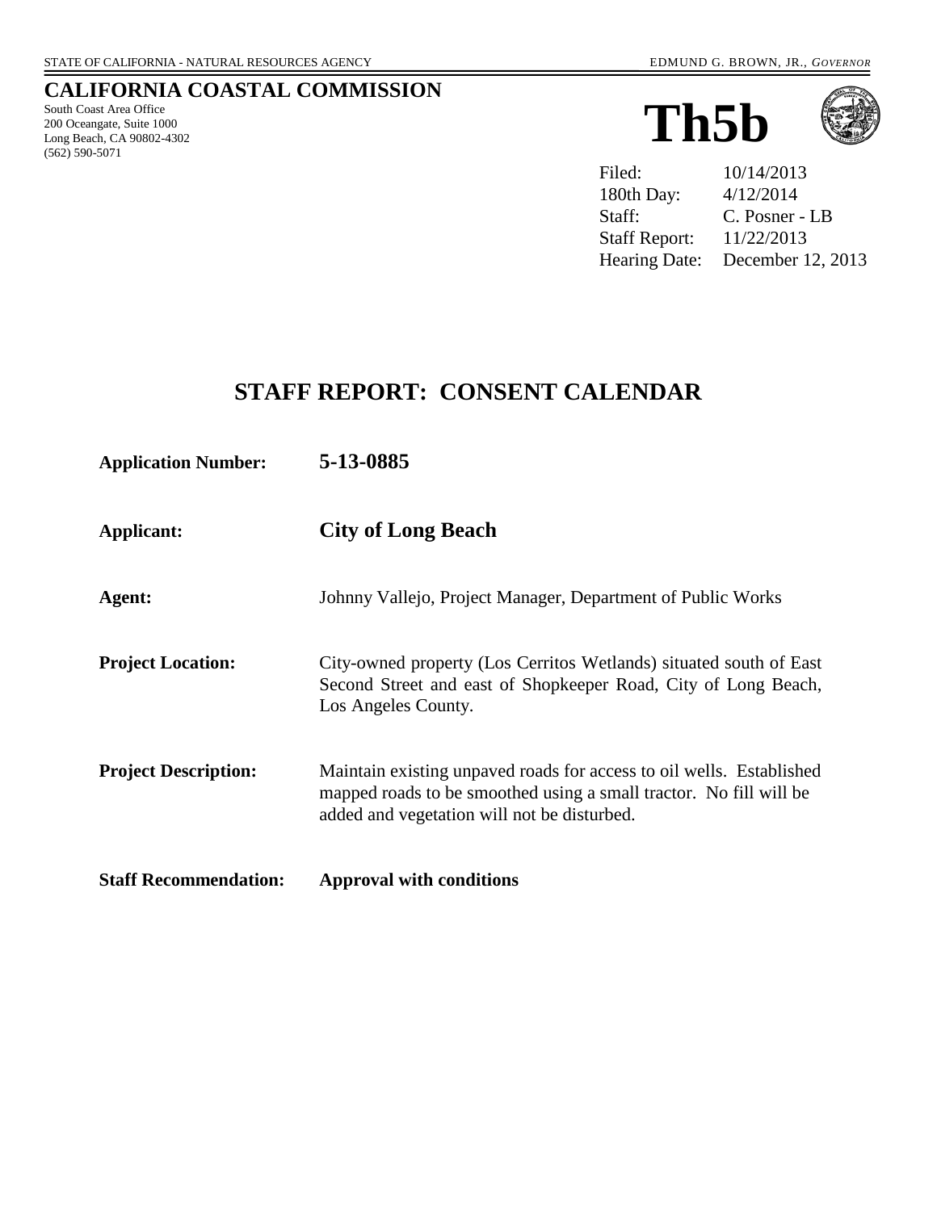STATE OF CALIFORNIA - NATURAL RESOURCES AGENCY — EDMUND G. BROWN, JR., *GOVERNOR*

# CALIFORNIA COASTAL COMMISSION

South Coast Area Office
200 Oceangate, Suite 1000
Long Beach, CA 90802-4302
(562) 590-5071

# Th5b

Filed: 10/14/2013
180th Day: 4/12/2014
Staff: C. Posner - LB
Staff Report: 11/22/2013
Hearing Date: December 12, 2013

## STAFF REPORT: CONSENT CALENDAR

**Application Number:** **5-13-0885**

**Applicant:** **City of Long Beach**

**Agent:** Johnny Vallejo, Project Manager, Department of Public Works

**Project Location:** City-owned property (Los Cerritos Wetlands) situated south of East Second Street and east of Shopkeeper Road, City of Long Beach, Los Angeles County.

**Project Description:** Maintain existing unpaved roads for access to oil wells. Established mapped roads to be smoothed using a small tractor. No fill will be added and vegetation will not be disturbed.

**Staff Recommendation:** **Approval with conditions**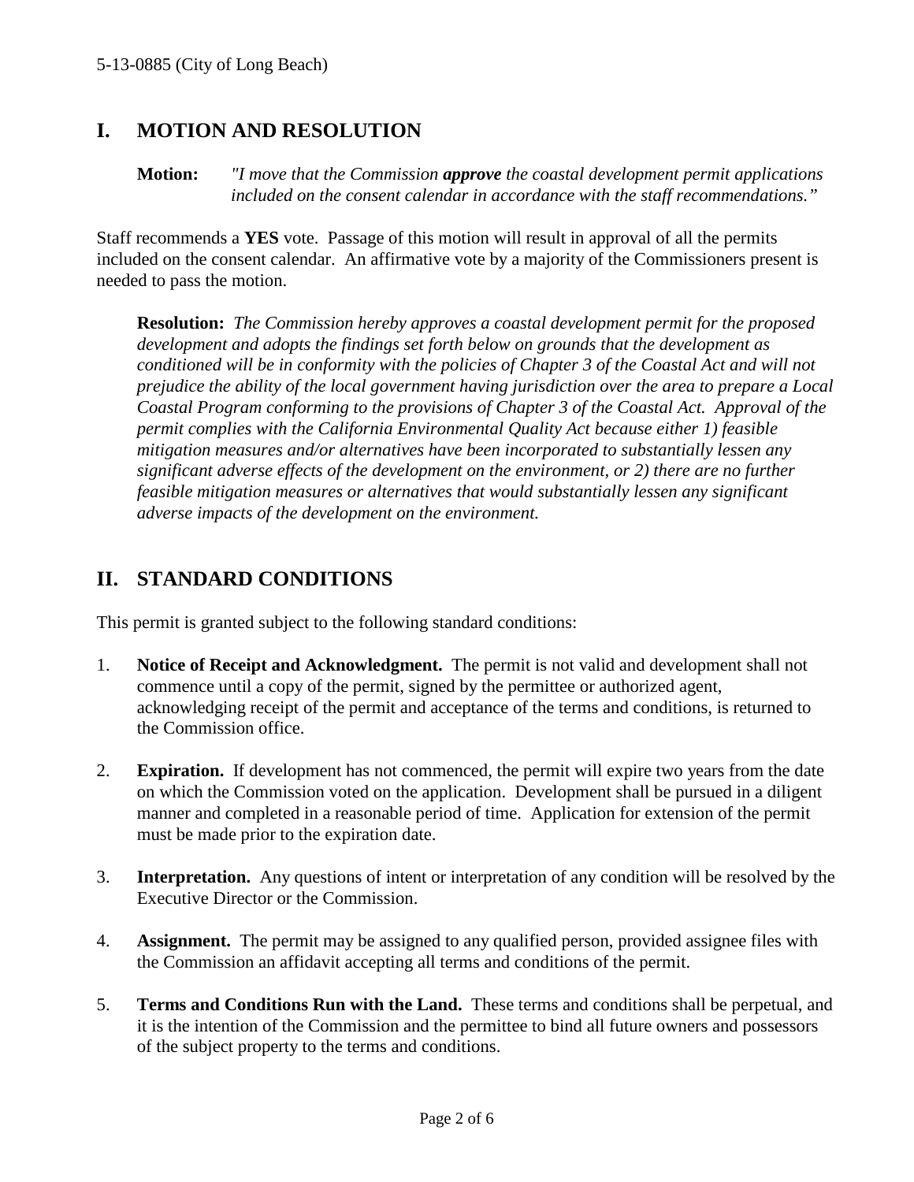## I. MOTION AND RESOLUTION

**Motion:** *"I move that the Commission **approve** the coastal development permit applications included on the consent calendar in accordance with the staff recommendations."*

Staff recommends a **YES** vote. Passage of this motion will result in approval of all the permits included on the consent calendar. An affirmative vote by a majority of the Commissioners present is needed to pass the motion.

**Resolution:** *The Commission hereby approves a coastal development permit for the proposed development and adopts the findings set forth below on grounds that the development as conditioned will be in conformity with the policies of Chapter 3 of the Coastal Act and will not prejudice the ability of the local government having jurisdiction over the area to prepare a Local Coastal Program conforming to the provisions of Chapter 3 of the Coastal Act. Approval of the permit complies with the California Environmental Quality Act because either 1) feasible mitigation measures and/or alternatives have been incorporated to substantially lessen any significant adverse effects of the development on the environment, or 2) there are no further feasible mitigation measures or alternatives that would substantially lessen any significant adverse impacts of the development on the environment.*

## II. STANDARD CONDITIONS

This permit is granted subject to the following standard conditions:

1. **Notice of Receipt and Acknowledgment.** The permit is not valid and development shall not commence until a copy of the permit, signed by the permittee or authorized agent, acknowledging receipt of the permit and acceptance of the terms and conditions, is returned to the Commission office.

2. **Expiration.** If development has not commenced, the permit will expire two years from the date on which the Commission voted on the application. Development shall be pursued in a diligent manner and completed in a reasonable period of time. Application for extension of the permit must be made prior to the expiration date.

3. **Interpretation.** Any questions of intent or interpretation of any condition will be resolved by the Executive Director or the Commission.

4. **Assignment.** The permit may be assigned to any qualified person, provided assignee files with the Commission an affidavit accepting all terms and conditions of the permit.

5. **Terms and Conditions Run with the Land.** These terms and conditions shall be perpetual, and it is the intention of the Commission and the permittee to bind all future owners and possessors of the subject property to the terms and conditions.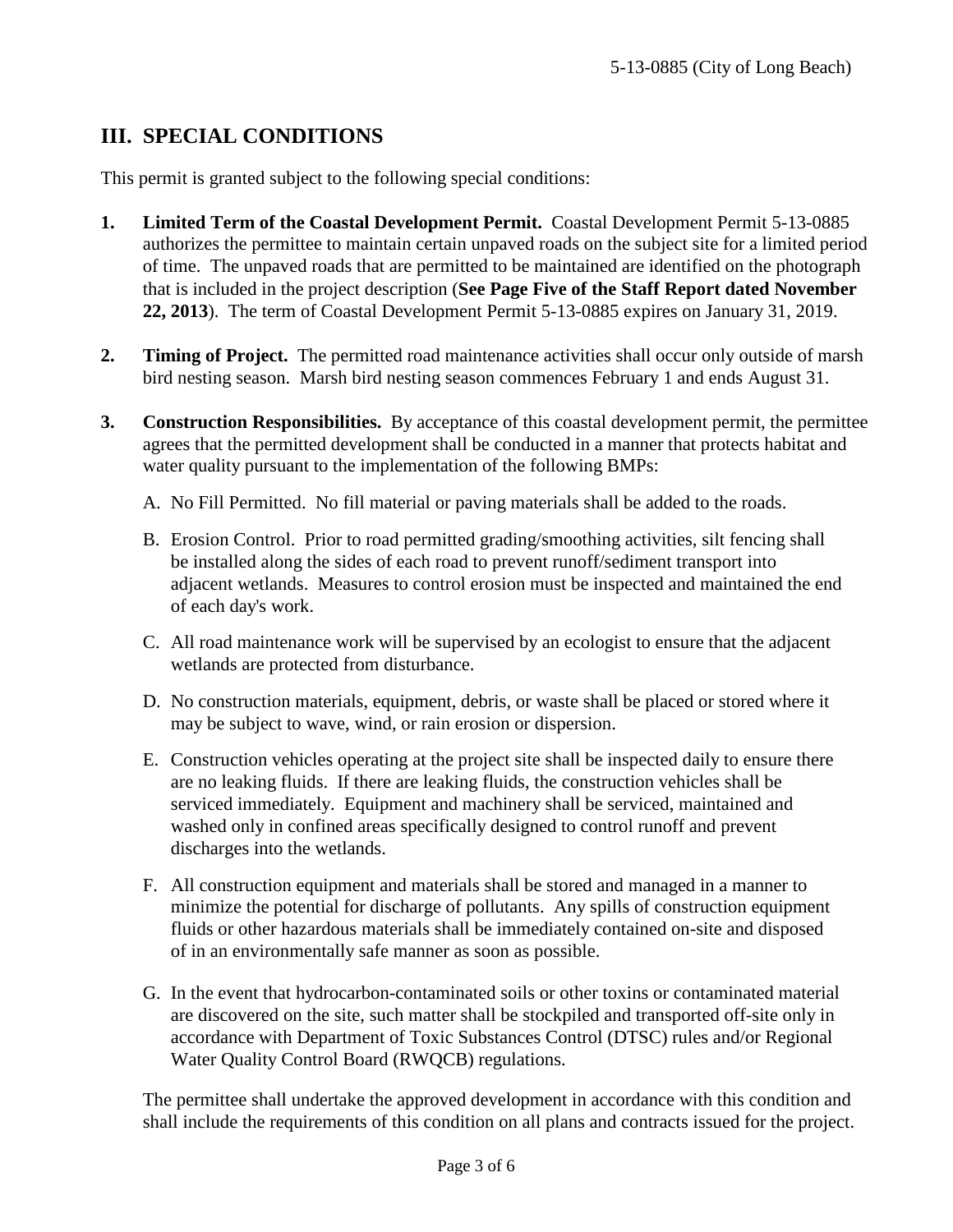## III. SPECIAL CONDITIONS

This permit is granted subject to the following special conditions:

1. **Limited Term of the Coastal Development Permit.** Coastal Development Permit 5-13-0885 authorizes the permittee to maintain certain unpaved roads on the subject site for a limited period of time. The unpaved roads that are permitted to be maintained are identified on the photograph that is included in the project description (**See Page Five of the Staff Report dated November 22, 2013**). The term of Coastal Development Permit 5-13-0885 expires on January 31, 2019.

2. **Timing of Project.** The permitted road maintenance activities shall occur only outside of marsh bird nesting season. Marsh bird nesting season commences February 1 and ends August 31.

3. **Construction Responsibilities.** By acceptance of this coastal development permit, the permittee agrees that the permitted development shall be conducted in a manner that protects habitat and water quality pursuant to the implementation of the following BMPs:

   A. No Fill Permitted. No fill material or paving materials shall be added to the roads.

   B. Erosion Control. Prior to road permitted grading/smoothing activities, silt fencing shall be installed along the sides of each road to prevent runoff/sediment transport into adjacent wetlands. Measures to control erosion must be inspected and maintained the end of each day's work.

   C. All road maintenance work will be supervised by an ecologist to ensure that the adjacent wetlands are protected from disturbance.

   D. No construction materials, equipment, debris, or waste shall be placed or stored where it may be subject to wave, wind, or rain erosion or dispersion.

   E. Construction vehicles operating at the project site shall be inspected daily to ensure there are no leaking fluids. If there are leaking fluids, the construction vehicles shall be serviced immediately. Equipment and machinery shall be serviced, maintained and washed only in confined areas specifically designed to control runoff and prevent discharges into the wetlands.

   F. All construction equipment and materials shall be stored and managed in a manner to minimize the potential for discharge of pollutants. Any spills of construction equipment fluids or other hazardous materials shall be immediately contained on-site and disposed of in an environmentally safe manner as soon as possible.

   G. In the event that hydrocarbon-contaminated soils or other toxins or contaminated material are discovered on the site, such matter shall be stockpiled and transported off-site only in accordance with Department of Toxic Substances Control (DTSC) rules and/or Regional Water Quality Control Board (RWQCB) regulations.

   The permittee shall undertake the approved development in accordance with this condition and shall include the requirements of this condition on all plans and contracts issued for the project.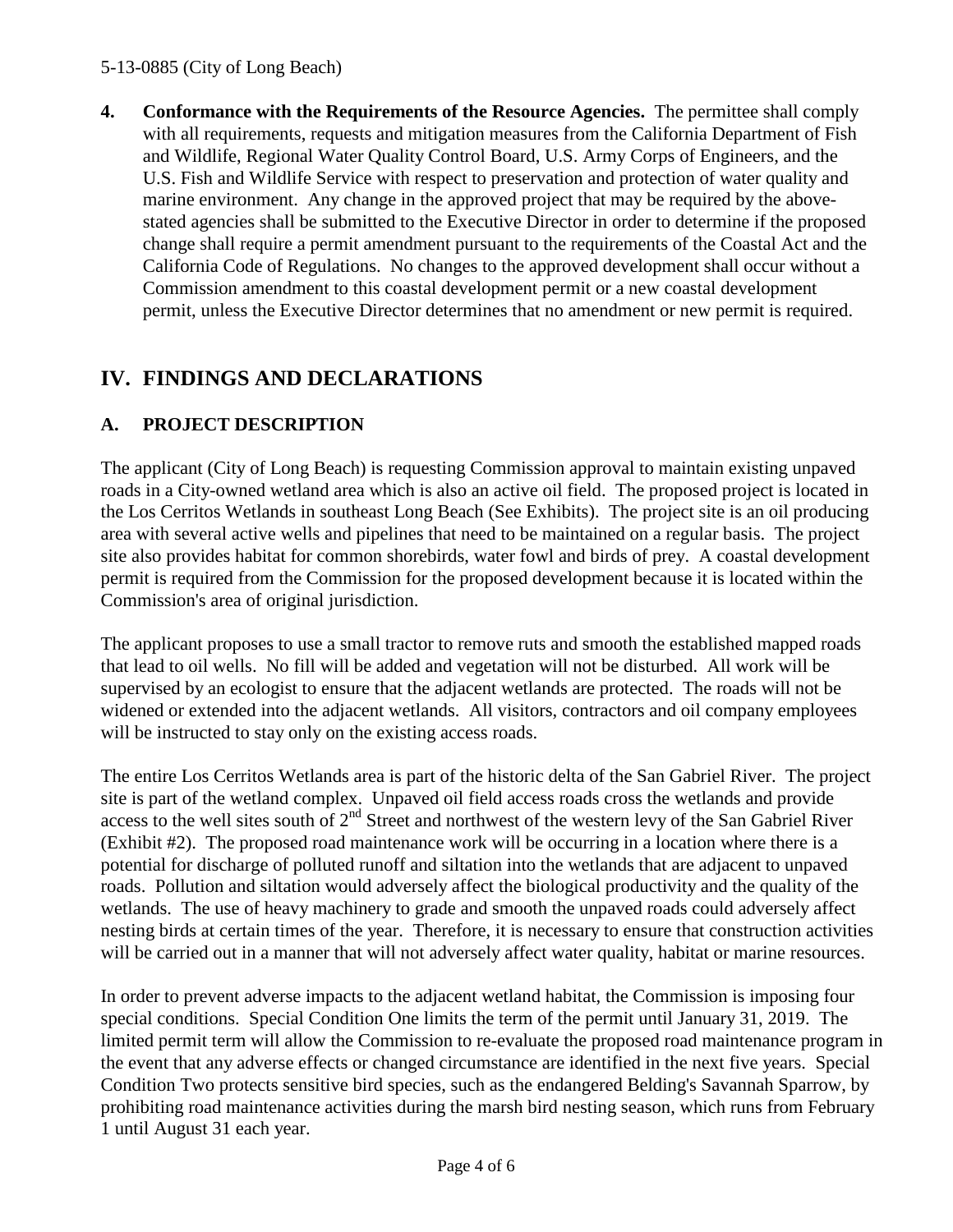4. **Conformance with the Requirements of the Resource Agencies.** The permittee shall comply with all requirements, requests and mitigation measures from the California Department of Fish and Wildlife, Regional Water Quality Control Board, U.S. Army Corps of Engineers, and the U.S. Fish and Wildlife Service with respect to preservation and protection of water quality and marine environment. Any change in the approved project that may be required by the above-stated agencies shall be submitted to the Executive Director in order to determine if the proposed change shall require a permit amendment pursuant to the requirements of the Coastal Act and the California Code of Regulations. No changes to the approved development shall occur without a Commission amendment to this coastal development permit or a new coastal development permit, unless the Executive Director determines that no amendment or new permit is required.

## IV. FINDINGS AND DECLARATIONS

### A. PROJECT DESCRIPTION

The applicant (City of Long Beach) is requesting Commission approval to maintain existing unpaved roads in a City-owned wetland area which is also an active oil field. The proposed project is located in the Los Cerritos Wetlands in southeast Long Beach (See Exhibits). The project site is an oil producing area with several active wells and pipelines that need to be maintained on a regular basis. The project site also provides habitat for common shorebirds, water fowl and birds of prey. A coastal development permit is required from the Commission for the proposed development because it is located within the Commission's area of original jurisdiction.

The applicant proposes to use a small tractor to remove ruts and smooth the established mapped roads that lead to oil wells. No fill will be added and vegetation will not be disturbed. All work will be supervised by an ecologist to ensure that the adjacent wetlands are protected. The roads will not be widened or extended into the adjacent wetlands. All visitors, contractors and oil company employees will be instructed to stay only on the existing access roads.

The entire Los Cerritos Wetlands area is part of the historic delta of the San Gabriel River. The project site is part of the wetland complex. Unpaved oil field access roads cross the wetlands and provide access to the well sites south of 2nd Street and northwest of the western levy of the San Gabriel River (Exhibit #2). The proposed road maintenance work will be occurring in a location where there is a potential for discharge of polluted runoff and siltation into the wetlands that are adjacent to unpaved roads. Pollution and siltation would adversely affect the biological productivity and the quality of the wetlands. The use of heavy machinery to grade and smooth the unpaved roads could adversely affect nesting birds at certain times of the year. Therefore, it is necessary to ensure that construction activities will be carried out in a manner that will not adversely affect water quality, habitat or marine resources.

In order to prevent adverse impacts to the adjacent wetland habitat, the Commission is imposing four special conditions. Special Condition One limits the term of the permit until January 31, 2019. The limited permit term will allow the Commission to re-evaluate the proposed road maintenance program in the event that any adverse effects or changed circumstance are identified in the next five years. Special Condition Two protects sensitive bird species, such as the endangered Belding's Savannah Sparrow, by prohibiting road maintenance activities during the marsh bird nesting season, which runs from February 1 until August 31 each year.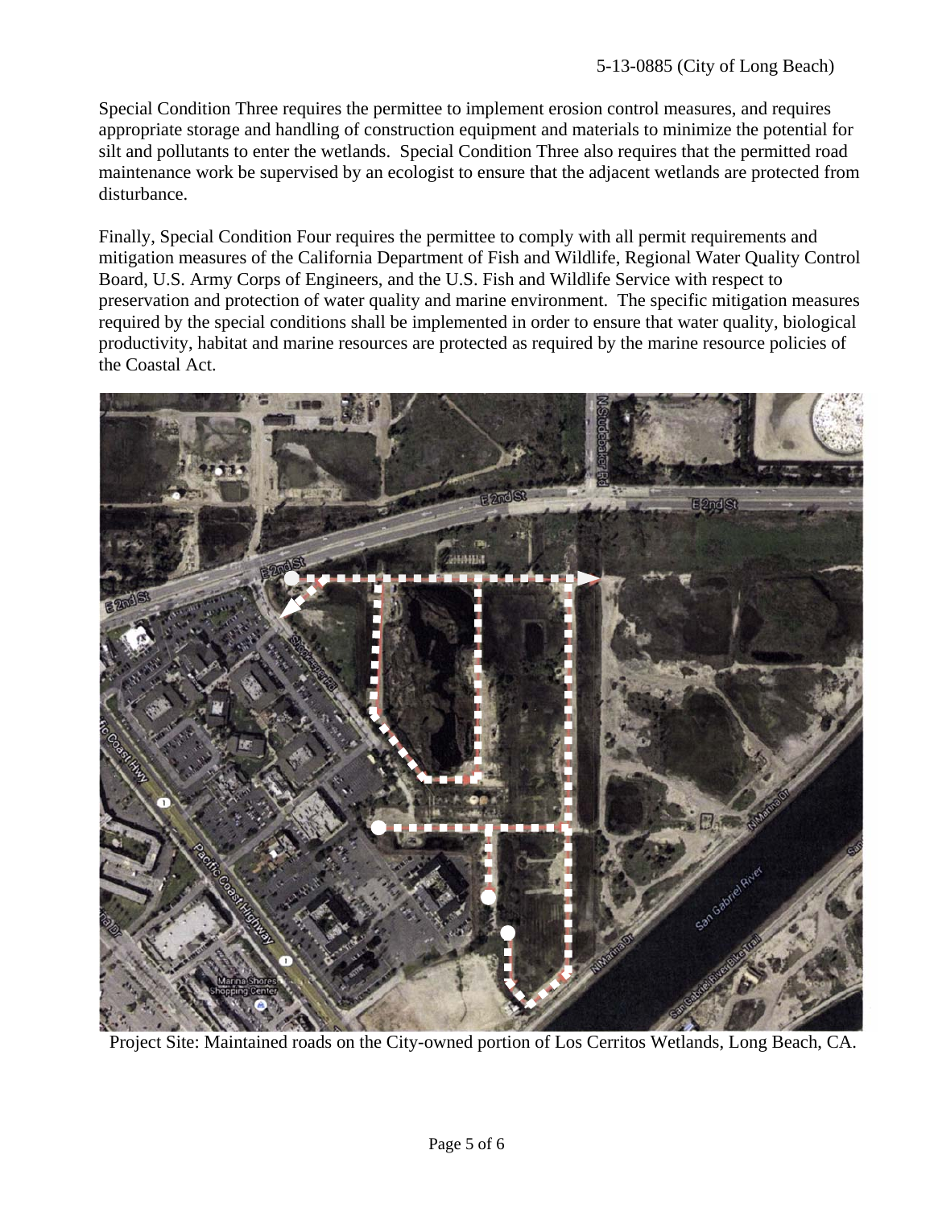Special Condition Three requires the permittee to implement erosion control measures, and requires appropriate storage and handling of construction equipment and materials to minimize the potential for silt and pollutants to enter the wetlands. Special Condition Three also requires that the permitted road maintenance work be supervised by an ecologist to ensure that the adjacent wetlands are protected from disturbance.

Finally, Special Condition Four requires the permittee to comply with all permit requirements and mitigation measures of the California Department of Fish and Wildlife, Regional Water Quality Control Board, U.S. Army Corps of Engineers, and the U.S. Fish and Wildlife Service with respect to preservation and protection of water quality and marine environment. The specific mitigation measures required by the special conditions shall be implemented in order to ensure that water quality, biological productivity, habitat and marine resources are protected as required by the marine resource policies of the Coastal Act.

Project Site: Maintained roads on the City-owned portion of Los Cerritos Wetlands, Long Beach, CA.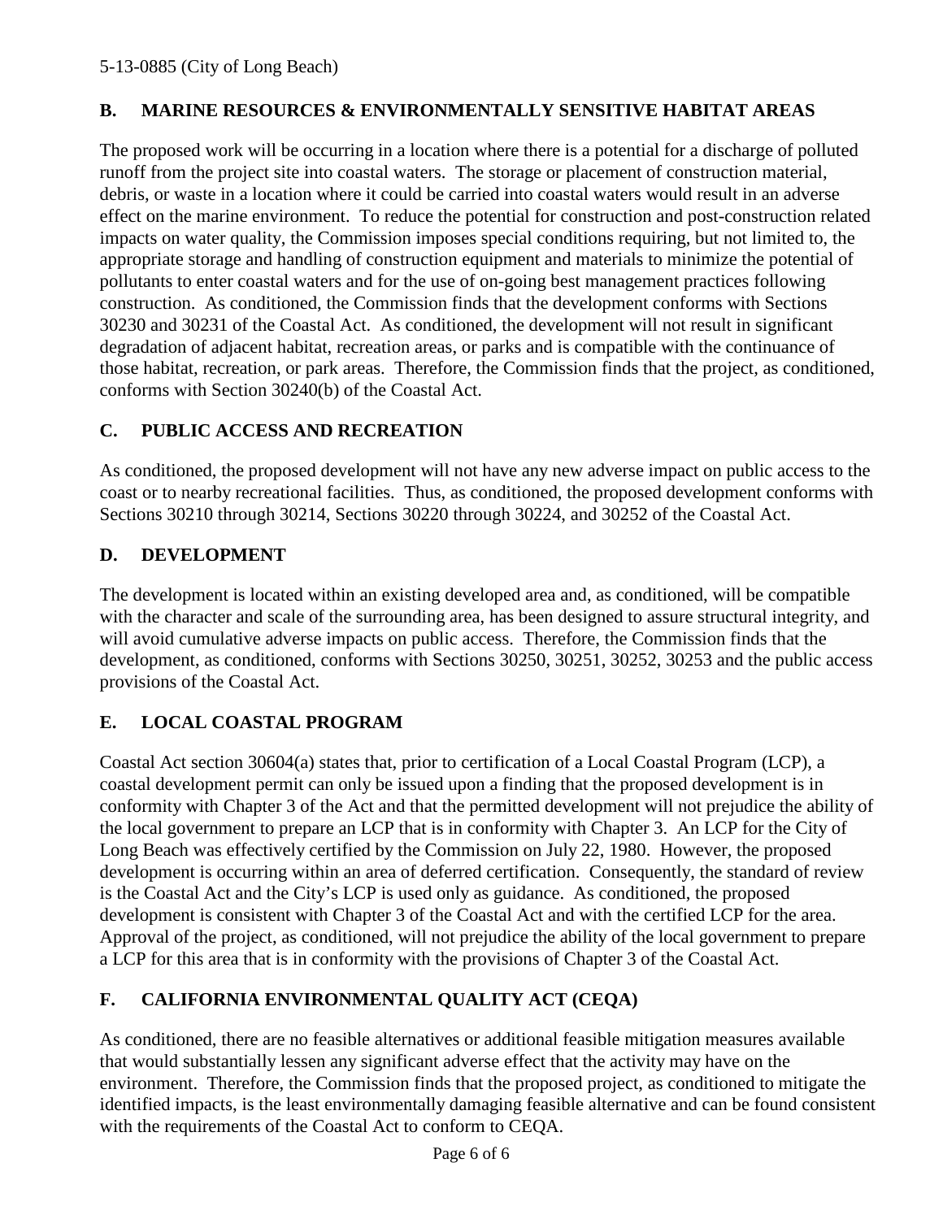### B. MARINE RESOURCES & ENVIRONMENTALLY SENSITIVE HABITAT AREAS

The proposed work will be occurring in a location where there is a potential for a discharge of polluted runoff from the project site into coastal waters. The storage or placement of construction material, debris, or waste in a location where it could be carried into coastal waters would result in an adverse effect on the marine environment. To reduce the potential for construction and post-construction related impacts on water quality, the Commission imposes special conditions requiring, but not limited to, the appropriate storage and handling of construction equipment and materials to minimize the potential of pollutants to enter coastal waters and for the use of on-going best management practices following construction. As conditioned, the Commission finds that the development conforms with Sections 30230 and 30231 of the Coastal Act. As conditioned, the development will not result in significant degradation of adjacent habitat, recreation areas, or parks and is compatible with the continuance of those habitat, recreation, or park areas. Therefore, the Commission finds that the project, as conditioned, conforms with Section 30240(b) of the Coastal Act.

### C. PUBLIC ACCESS AND RECREATION

As conditioned, the proposed development will not have any new adverse impact on public access to the coast or to nearby recreational facilities. Thus, as conditioned, the proposed development conforms with Sections 30210 through 30214, Sections 30220 through 30224, and 30252 of the Coastal Act.

### D. DEVELOPMENT

The development is located within an existing developed area and, as conditioned, will be compatible with the character and scale of the surrounding area, has been designed to assure structural integrity, and will avoid cumulative adverse impacts on public access. Therefore, the Commission finds that the development, as conditioned, conforms with Sections 30250, 30251, 30252, 30253 and the public access provisions of the Coastal Act.

### E. LOCAL COASTAL PROGRAM

Coastal Act section 30604(a) states that, prior to certification of a Local Coastal Program (LCP), a coastal development permit can only be issued upon a finding that the proposed development is in conformity with Chapter 3 of the Act and that the permitted development will not prejudice the ability of the local government to prepare an LCP that is in conformity with Chapter 3. An LCP for the City of Long Beach was effectively certified by the Commission on July 22, 1980. However, the proposed development is occurring within an area of deferred certification. Consequently, the standard of review is the Coastal Act and the City's LCP is used only as guidance. As conditioned, the proposed development is consistent with Chapter 3 of the Coastal Act and with the certified LCP for the area. Approval of the project, as conditioned, will not prejudice the ability of the local government to prepare a LCP for this area that is in conformity with the provisions of Chapter 3 of the Coastal Act.

### F. CALIFORNIA ENVIRONMENTAL QUALITY ACT (CEQA)

As conditioned, there are no feasible alternatives or additional feasible mitigation measures available that would substantially lessen any significant adverse effect that the activity may have on the environment. Therefore, the Commission finds that the proposed project, as conditioned to mitigate the identified impacts, is the least environmentally damaging feasible alternative and can be found consistent with the requirements of the Coastal Act to conform to CEQA.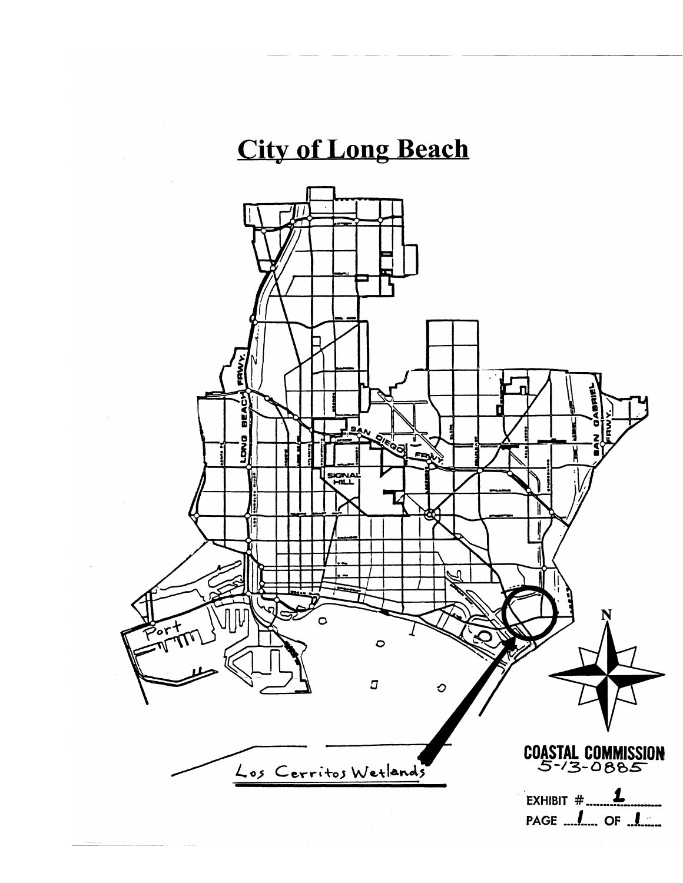# City of Long Beach

Los Cerritos Wetlands

COASTAL COMMISSION
5-13-0885

EXHIBIT # 1

PAGE 1 OF 1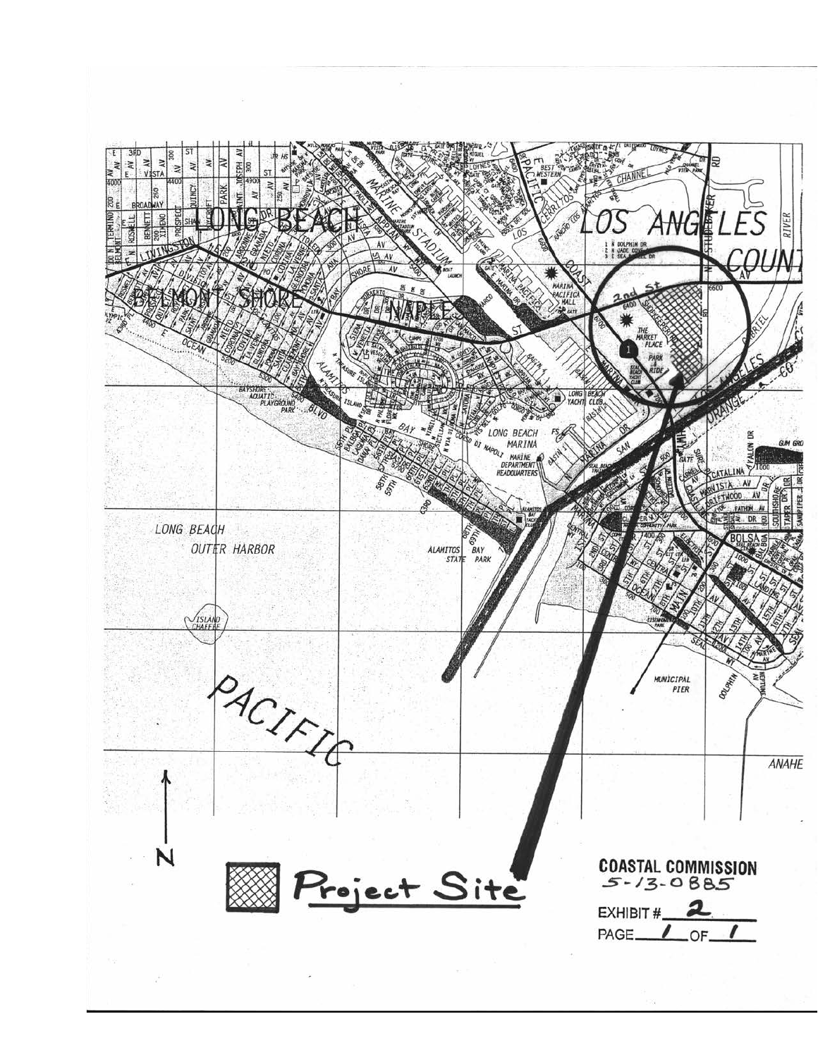Project Site

COASTAL COMMISSION
5-13-0885

EXHIBIT # 2

PAGE 1 OF 1